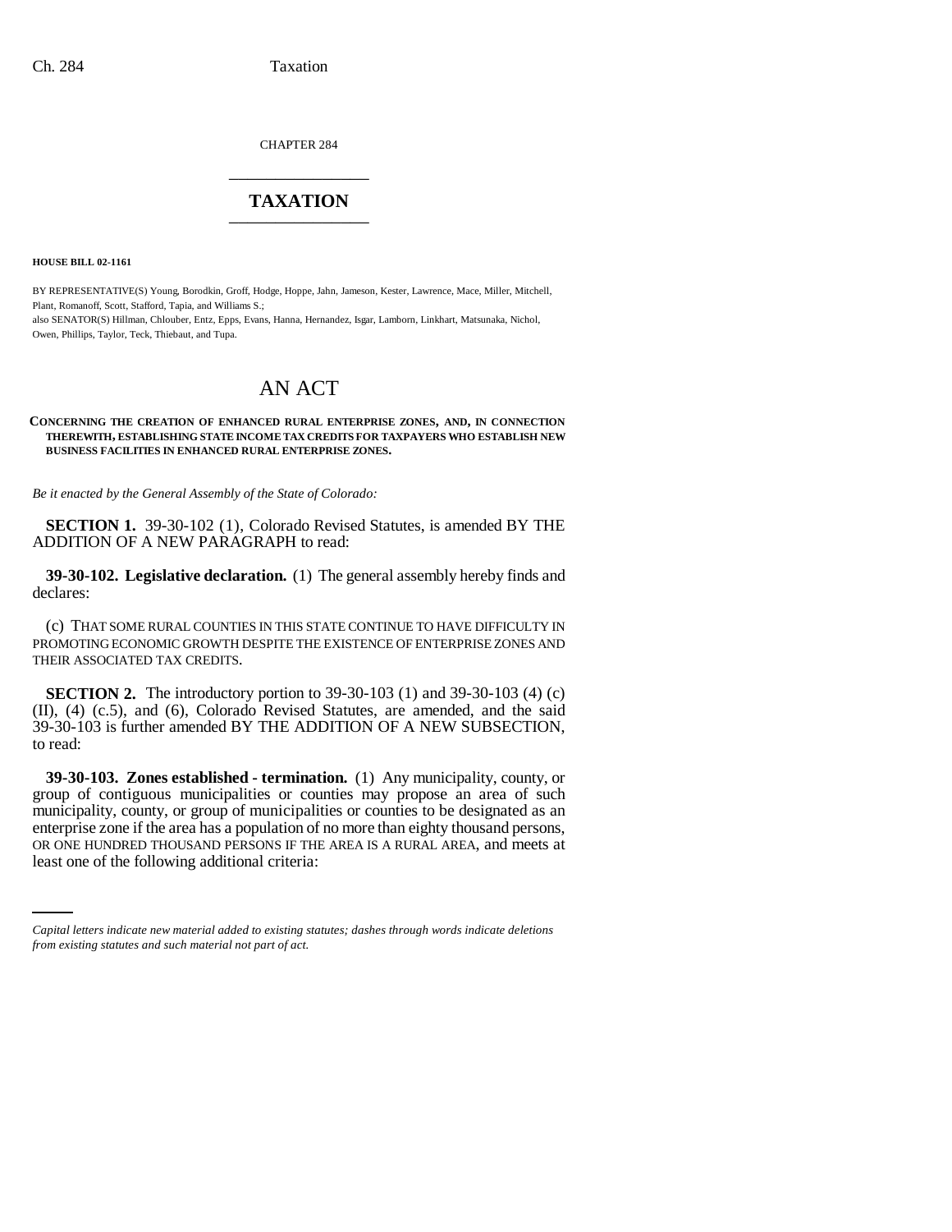CHAPTER 284

## TAXATION

**HOUSE BILL 02-1161**

BY REPRESENTATIVE(S) Young, Borodkin, Groff, Hodge, Hoppe, Jahn, Jameson, Kester, Lawrence, Mace, Miller, Mitchell, Plant, Romanoff, Scott, Stafford, Tapia, and Williams S.;
also SENATOR(S) Hillman, Chlouber, Entz, Epps, Evans, Hanna, Hernandez, Isgar, Lamborn, Linkhart, Matsunaka, Nichol, Owen, Phillips, Taylor, Teck, Thiebaut, and Tupa.

# AN ACT

**CONCERNING THE CREATION OF ENHANCED RURAL ENTERPRISE ZONES, AND, IN CONNECTION THEREWITH, ESTABLISHING STATE INCOME TAX CREDITS FOR TAXPAYERS WHO ESTABLISH NEW BUSINESS FACILITIES IN ENHANCED RURAL ENTERPRISE ZONES.**

*Be it enacted by the General Assembly of the State of Colorado:*

**SECTION 1.** 39-30-102 (1), Colorado Revised Statutes, is amended BY THE ADDITION OF A NEW PARAGRAPH to read:

**39-30-102. Legislative declaration.** (1) The general assembly hereby finds and declares:

(c) THAT SOME RURAL COUNTIES IN THIS STATE CONTINUE TO HAVE DIFFICULTY IN PROMOTING ECONOMIC GROWTH DESPITE THE EXISTENCE OF ENTERPRISE ZONES AND THEIR ASSOCIATED TAX CREDITS.

**SECTION 2.** The introductory portion to 39-30-103 (1) and 39-30-103 (4) (c) (II), (4) (c.5), and (6), Colorado Revised Statutes, are amended, and the said 39-30-103 is further amended BY THE ADDITION OF A NEW SUBSECTION, to read:

**39-30-103. Zones established - termination.** (1) Any municipality, county, or group of contiguous municipalities or counties may propose an area of such municipality, county, or group of municipalities or counties to be designated as an enterprise zone if the area has a population of no more than eighty thousand persons, OR ONE HUNDRED THOUSAND PERSONS IF THE AREA IS A RURAL AREA, and meets at least one of the following additional criteria:

*Capital letters indicate new material added to existing statutes; dashes through words indicate deletions from existing statutes and such material not part of act.*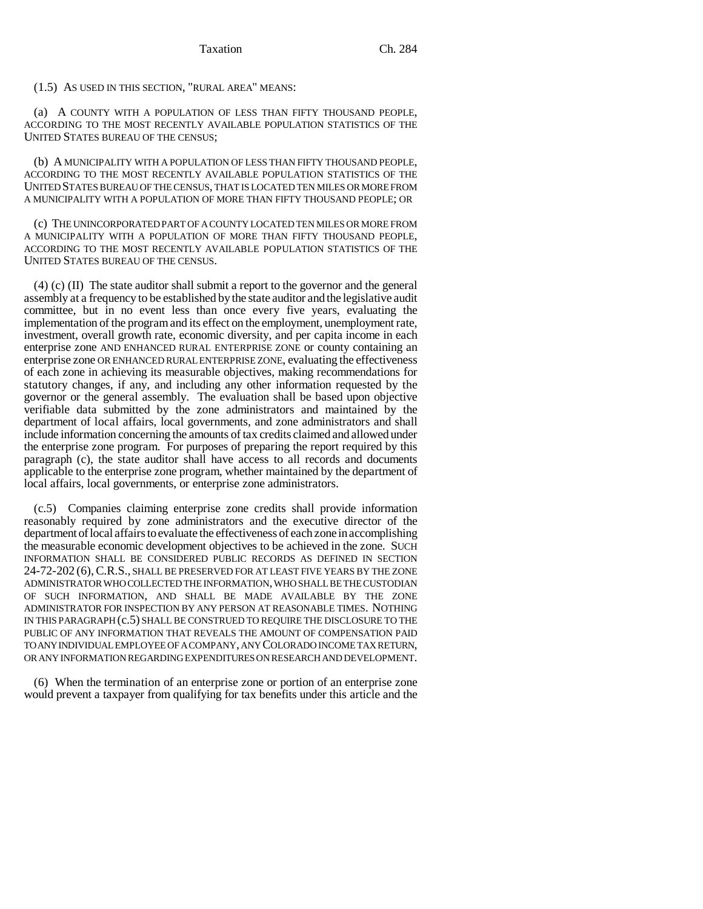(1.5) AS USED IN THIS SECTION, "RURAL AREA" MEANS:

(a) A COUNTY WITH A POPULATION OF LESS THAN FIFTY THOUSAND PEOPLE, ACCORDING TO THE MOST RECENTLY AVAILABLE POPULATION STATISTICS OF THE UNITED STATES BUREAU OF THE CENSUS;

(b) A MUNICIPALITY WITH A POPULATION OF LESS THAN FIFTY THOUSAND PEOPLE, ACCORDING TO THE MOST RECENTLY AVAILABLE POPULATION STATISTICS OF THE UNITED STATES BUREAU OF THE CENSUS, THAT IS LOCATED TEN MILES OR MORE FROM A MUNICIPALITY WITH A POPULATION OF MORE THAN FIFTY THOUSAND PEOPLE; OR

(c) THE UNINCORPORATED PART OF A COUNTY LOCATED TEN MILES OR MORE FROM A MUNICIPALITY WITH A POPULATION OF MORE THAN FIFTY THOUSAND PEOPLE, ACCORDING TO THE MOST RECENTLY AVAILABLE POPULATION STATISTICS OF THE UNITED STATES BUREAU OF THE CENSUS.

(4) (c) (II) The state auditor shall submit a report to the governor and the general assembly at a frequency to be established by the state auditor and the legislative audit committee, but in no event less than once every five years, evaluating the implementation of the program and its effect on the employment, unemployment rate, investment, overall growth rate, economic diversity, and per capita income in each enterprise zone AND ENHANCED RURAL ENTERPRISE ZONE or county containing an enterprise zone OR ENHANCED RURAL ENTERPRISE ZONE, evaluating the effectiveness of each zone in achieving its measurable objectives, making recommendations for statutory changes, if any, and including any other information requested by the governor or the general assembly. The evaluation shall be based upon objective verifiable data submitted by the zone administrators and maintained by the department of local affairs, local governments, and zone administrators and shall include information concerning the amounts of tax credits claimed and allowed under the enterprise zone program. For purposes of preparing the report required by this paragraph (c), the state auditor shall have access to all records and documents applicable to the enterprise zone program, whether maintained by the department of local affairs, local governments, or enterprise zone administrators.

(c.5) Companies claiming enterprise zone credits shall provide information reasonably required by zone administrators and the executive director of the department of local affairs to evaluate the effectiveness of each zone in accomplishing the measurable economic development objectives to be achieved in the zone. SUCH INFORMATION SHALL BE CONSIDERED PUBLIC RECORDS AS DEFINED IN SECTION 24-72-202 (6), C.R.S., SHALL BE PRESERVED FOR AT LEAST FIVE YEARS BY THE ZONE ADMINISTRATOR WHO COLLECTED THE INFORMATION, WHO SHALL BE THE CUSTODIAN OF SUCH INFORMATION, AND SHALL BE MADE AVAILABLE BY THE ZONE ADMINISTRATOR FOR INSPECTION BY ANY PERSON AT REASONABLE TIMES. NOTHING IN THIS PARAGRAPH (c.5) SHALL BE CONSTRUED TO REQUIRE THE DISCLOSURE TO THE PUBLIC OF ANY INFORMATION THAT REVEALS THE AMOUNT OF COMPENSATION PAID TO ANY INDIVIDUAL EMPLOYEE OF A COMPANY, ANY COLORADO INCOME TAX RETURN, OR ANY INFORMATION REGARDING EXPENDITURES ON RESEARCH AND DEVELOPMENT.

(6) When the termination of an enterprise zone or portion of an enterprise zone would prevent a taxpayer from qualifying for tax benefits under this article and the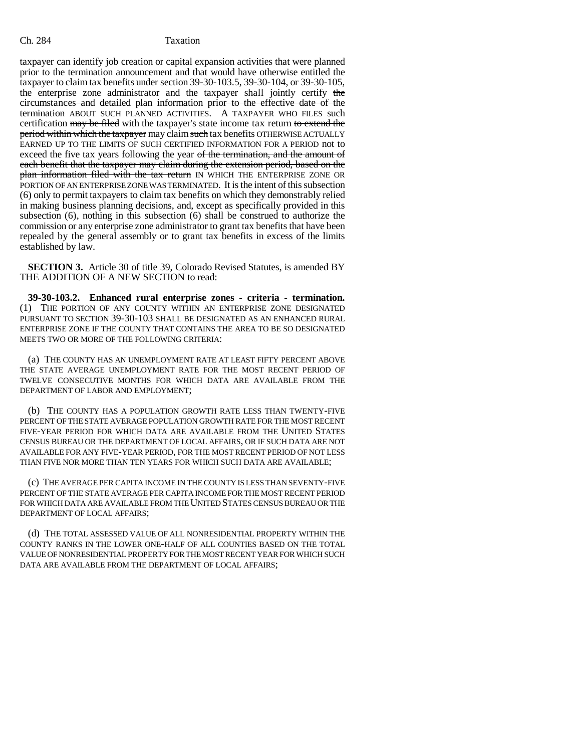taxpayer can identify job creation or capital expansion activities that were planned prior to the termination announcement and that would have otherwise entitled the taxpayer to claim tax benefits under section 39-30-103.5, 39-30-104, or 39-30-105, the enterprise zone administrator and the taxpayer shall jointly certify ~~the circumstances and~~ detailed ~~plan~~ information ~~prior to the effective date of the termination~~ ABOUT SUCH PLANNED ACTIVITIES. A TAXPAYER WHO FILES such certification ~~may be filed~~ with the taxpayer's state income tax return ~~to extend the period within which the taxpayer~~ may claim ~~such~~ tax benefits OTHERWISE ACTUALLY EARNED UP TO THE LIMITS OF SUCH CERTIFIED INFORMATION FOR A PERIOD not to exceed the five tax years following the year ~~of the termination, and the amount of each benefit that the taxpayer may claim during the extension period, based on the plan information filed with the tax return~~ IN WHICH THE ENTERPRISE ZONE OR PORTION OF AN ENTERPRISE ZONE WAS TERMINATED. It is the intent of this subsection (6) only to permit taxpayers to claim tax benefits on which they demonstrably relied in making business planning decisions, and, except as specifically provided in this subsection (6), nothing in this subsection (6) shall be construed to authorize the commission or any enterprise zone administrator to grant tax benefits that have been repealed by the general assembly or to grant tax benefits in excess of the limits established by law.

**SECTION 3.** Article 30 of title 39, Colorado Revised Statutes, is amended BY THE ADDITION OF A NEW SECTION to read:

**39-30-103.2. Enhanced rural enterprise zones - criteria - termination.** (1) THE PORTION OF ANY COUNTY WITHIN AN ENTERPRISE ZONE DESIGNATED PURSUANT TO SECTION 39-30-103 SHALL BE DESIGNATED AS AN ENHANCED RURAL ENTERPRISE ZONE IF THE COUNTY THAT CONTAINS THE AREA TO BE SO DESIGNATED MEETS TWO OR MORE OF THE FOLLOWING CRITERIA:

(a) THE COUNTY HAS AN UNEMPLOYMENT RATE AT LEAST FIFTY PERCENT ABOVE THE STATE AVERAGE UNEMPLOYMENT RATE FOR THE MOST RECENT PERIOD OF TWELVE CONSECUTIVE MONTHS FOR WHICH DATA ARE AVAILABLE FROM THE DEPARTMENT OF LABOR AND EMPLOYMENT;

(b) THE COUNTY HAS A POPULATION GROWTH RATE LESS THAN TWENTY-FIVE PERCENT OF THE STATE AVERAGE POPULATION GROWTH RATE FOR THE MOST RECENT FIVE-YEAR PERIOD FOR WHICH DATA ARE AVAILABLE FROM THE UNITED STATES CENSUS BUREAU OR THE DEPARTMENT OF LOCAL AFFAIRS, OR IF SUCH DATA ARE NOT AVAILABLE FOR ANY FIVE-YEAR PERIOD, FOR THE MOST RECENT PERIOD OF NOT LESS THAN FIVE NOR MORE THAN TEN YEARS FOR WHICH SUCH DATA ARE AVAILABLE;

(c) THE AVERAGE PER CAPITA INCOME IN THE COUNTY IS LESS THAN SEVENTY-FIVE PERCENT OF THE STATE AVERAGE PER CAPITA INCOME FOR THE MOST RECENT PERIOD FOR WHICH DATA ARE AVAILABLE FROM THE UNITED STATES CENSUS BUREAU OR THE DEPARTMENT OF LOCAL AFFAIRS;

(d) THE TOTAL ASSESSED VALUE OF ALL NONRESIDENTIAL PROPERTY WITHIN THE COUNTY RANKS IN THE LOWER ONE-HALF OF ALL COUNTIES BASED ON THE TOTAL VALUE OF NONRESIDENTIAL PROPERTY FOR THE MOST RECENT YEAR FOR WHICH SUCH DATA ARE AVAILABLE FROM THE DEPARTMENT OF LOCAL AFFAIRS;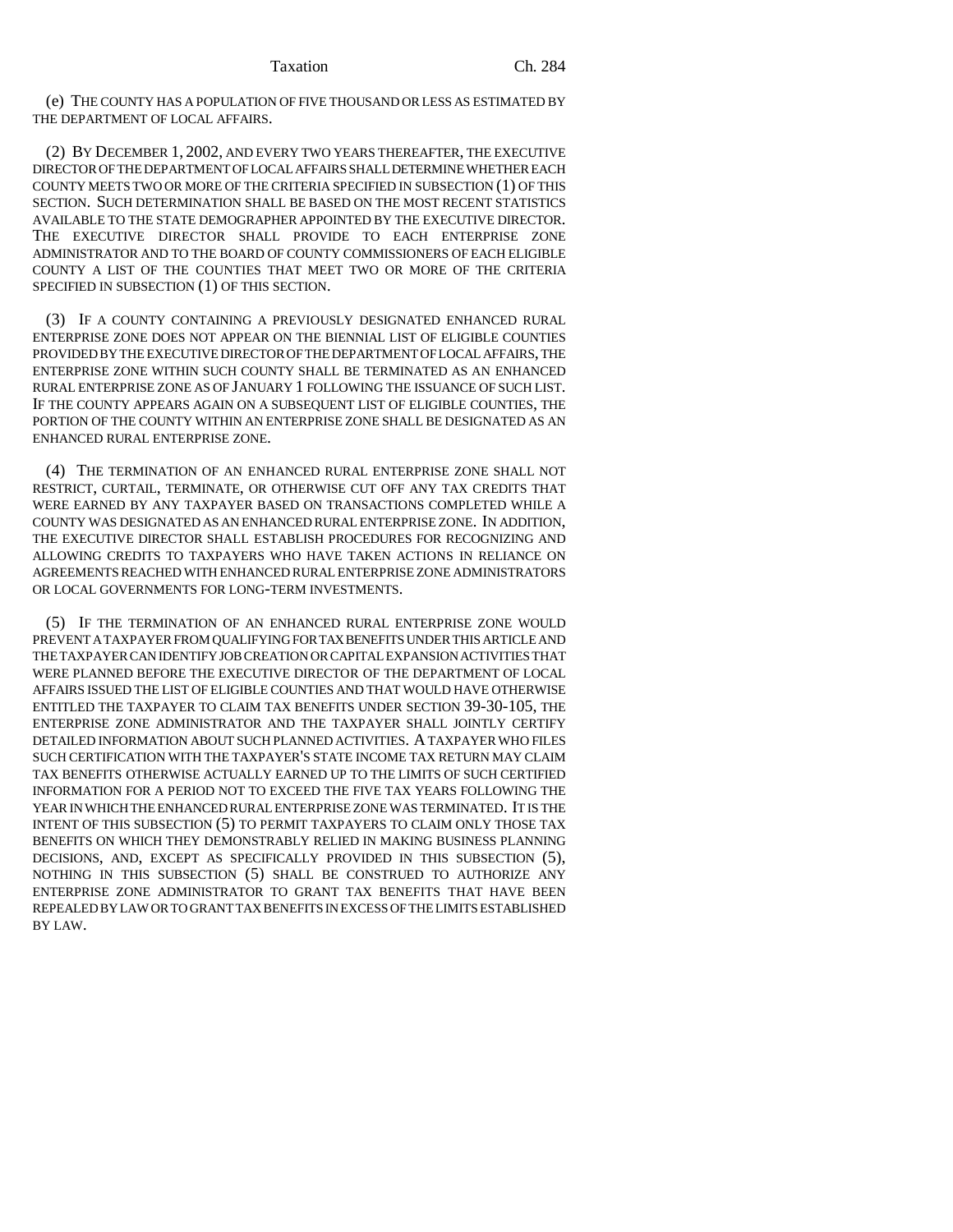(e) THE COUNTY HAS A POPULATION OF FIVE THOUSAND OR LESS AS ESTIMATED BY THE DEPARTMENT OF LOCAL AFFAIRS.

(2) BY DECEMBER 1, 2002, AND EVERY TWO YEARS THEREAFTER, THE EXECUTIVE DIRECTOR OF THE DEPARTMENT OF LOCAL AFFAIRS SHALL DETERMINE WHETHER EACH COUNTY MEETS TWO OR MORE OF THE CRITERIA SPECIFIED IN SUBSECTION (1) OF THIS SECTION. SUCH DETERMINATION SHALL BE BASED ON THE MOST RECENT STATISTICS AVAILABLE TO THE STATE DEMOGRAPHER APPOINTED BY THE EXECUTIVE DIRECTOR. THE EXECUTIVE DIRECTOR SHALL PROVIDE TO EACH ENTERPRISE ZONE ADMINISTRATOR AND TO THE BOARD OF COUNTY COMMISSIONERS OF EACH ELIGIBLE COUNTY A LIST OF THE COUNTIES THAT MEET TWO OR MORE OF THE CRITERIA SPECIFIED IN SUBSECTION (1) OF THIS SECTION.

(3) IF A COUNTY CONTAINING A PREVIOUSLY DESIGNATED ENHANCED RURAL ENTERPRISE ZONE DOES NOT APPEAR ON THE BIENNIAL LIST OF ELIGIBLE COUNTIES PROVIDED BY THE EXECUTIVE DIRECTOR OF THE DEPARTMENT OF LOCAL AFFAIRS, THE ENTERPRISE ZONE WITHIN SUCH COUNTY SHALL BE TERMINATED AS AN ENHANCED RURAL ENTERPRISE ZONE AS OF JANUARY 1 FOLLOWING THE ISSUANCE OF SUCH LIST. IF THE COUNTY APPEARS AGAIN ON A SUBSEQUENT LIST OF ELIGIBLE COUNTIES, THE PORTION OF THE COUNTY WITHIN AN ENTERPRISE ZONE SHALL BE DESIGNATED AS AN ENHANCED RURAL ENTERPRISE ZONE.

(4) THE TERMINATION OF AN ENHANCED RURAL ENTERPRISE ZONE SHALL NOT RESTRICT, CURTAIL, TERMINATE, OR OTHERWISE CUT OFF ANY TAX CREDITS THAT WERE EARNED BY ANY TAXPAYER BASED ON TRANSACTIONS COMPLETED WHILE A COUNTY WAS DESIGNATED AS AN ENHANCED RURAL ENTERPRISE ZONE. IN ADDITION, THE EXECUTIVE DIRECTOR SHALL ESTABLISH PROCEDURES FOR RECOGNIZING AND ALLOWING CREDITS TO TAXPAYERS WHO HAVE TAKEN ACTIONS IN RELIANCE ON AGREEMENTS REACHED WITH ENHANCED RURAL ENTERPRISE ZONE ADMINISTRATORS OR LOCAL GOVERNMENTS FOR LONG-TERM INVESTMENTS.

(5) IF THE TERMINATION OF AN ENHANCED RURAL ENTERPRISE ZONE WOULD PREVENT A TAXPAYER FROM QUALIFYING FOR TAX BENEFITS UNDER THIS ARTICLE AND THE TAXPAYER CAN IDENTIFY JOB CREATION OR CAPITAL EXPANSION ACTIVITIES THAT WERE PLANNED BEFORE THE EXECUTIVE DIRECTOR OF THE DEPARTMENT OF LOCAL AFFAIRS ISSUED THE LIST OF ELIGIBLE COUNTIES AND THAT WOULD HAVE OTHERWISE ENTITLED THE TAXPAYER TO CLAIM TAX BENEFITS UNDER SECTION 39-30-105, THE ENTERPRISE ZONE ADMINISTRATOR AND THE TAXPAYER SHALL JOINTLY CERTIFY DETAILED INFORMATION ABOUT SUCH PLANNED ACTIVITIES. A TAXPAYER WHO FILES SUCH CERTIFICATION WITH THE TAXPAYER'S STATE INCOME TAX RETURN MAY CLAIM TAX BENEFITS OTHERWISE ACTUALLY EARNED UP TO THE LIMITS OF SUCH CERTIFIED INFORMATION FOR A PERIOD NOT TO EXCEED THE FIVE TAX YEARS FOLLOWING THE YEAR IN WHICH THE ENHANCED RURAL ENTERPRISE ZONE WAS TERMINATED. IT IS THE INTENT OF THIS SUBSECTION (5) TO PERMIT TAXPAYERS TO CLAIM ONLY THOSE TAX BENEFITS ON WHICH THEY DEMONSTRABLY RELIED IN MAKING BUSINESS PLANNING DECISIONS, AND, EXCEPT AS SPECIFICALLY PROVIDED IN THIS SUBSECTION (5), NOTHING IN THIS SUBSECTION (5) SHALL BE CONSTRUED TO AUTHORIZE ANY ENTERPRISE ZONE ADMINISTRATOR TO GRANT TAX BENEFITS THAT HAVE BEEN REPEALED BY LAW OR TO GRANT TAX BENEFITS IN EXCESS OF THE LIMITS ESTABLISHED BY LAW.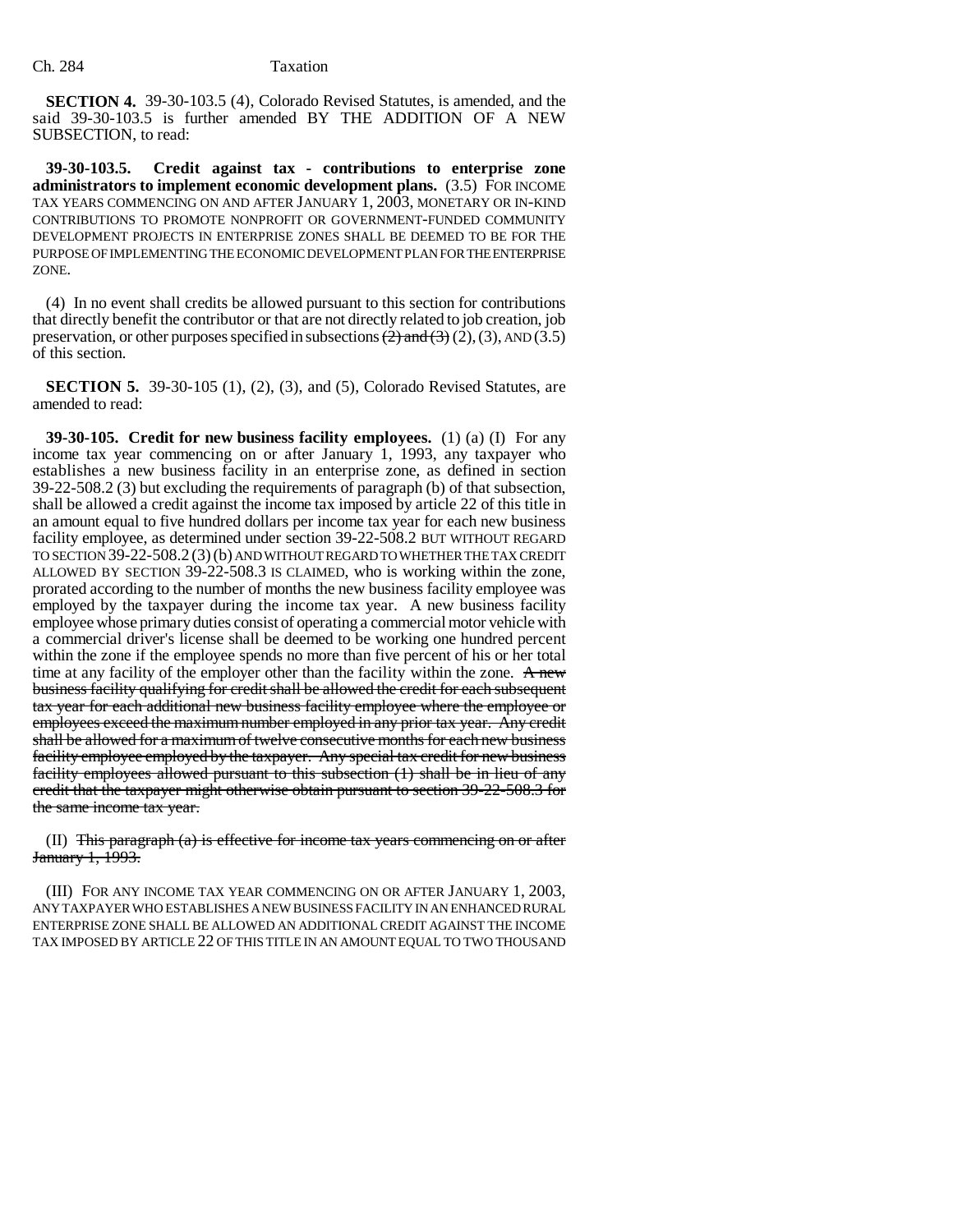**SECTION 4.** 39-30-103.5 (4), Colorado Revised Statutes, is amended, and the said 39-30-103.5 is further amended BY THE ADDITION OF A NEW SUBSECTION, to read:

**39-30-103.5. Credit against tax - contributions to enterprise zone administrators to implement economic development plans.** (3.5) FOR INCOME TAX YEARS COMMENCING ON AND AFTER JANUARY 1, 2003, MONETARY OR IN-KIND CONTRIBUTIONS TO PROMOTE NONPROFIT OR GOVERNMENT-FUNDED COMMUNITY DEVELOPMENT PROJECTS IN ENTERPRISE ZONES SHALL BE DEEMED TO BE FOR THE PURPOSE OF IMPLEMENTING THE ECONOMIC DEVELOPMENT PLAN FOR THE ENTERPRISE ZONE.

(4) In no event shall credits be allowed pursuant to this section for contributions that directly benefit the contributor or that are not directly related to job creation, job preservation, or other purposes specified in subsections ~~(2) and (3)~~ (2), (3), AND (3.5) of this section.

**SECTION 5.** 39-30-105 (1), (2), (3), and (5), Colorado Revised Statutes, are amended to read:

**39-30-105. Credit for new business facility employees.** (1) (a) (I) For any income tax year commencing on or after January 1, 1993, any taxpayer who establishes a new business facility in an enterprise zone, as defined in section 39-22-508.2 (3) but excluding the requirements of paragraph (b) of that subsection, shall be allowed a credit against the income tax imposed by article 22 of this title in an amount equal to five hundred dollars per income tax year for each new business facility employee, as determined under section 39-22-508.2 BUT WITHOUT REGARD TO SECTION 39-22-508.2 (3) (b) AND WITHOUT REGARD TO WHETHER THE TAX CREDIT ALLOWED BY SECTION 39-22-508.3 IS CLAIMED, who is working within the zone, prorated according to the number of months the new business facility employee was employed by the taxpayer during the income tax year. A new business facility employee whose primary duties consist of operating a commercial motor vehicle with a commercial driver's license shall be deemed to be working one hundred percent within the zone if the employee spends no more than five percent of his or her total time at any facility of the employer other than the facility within the zone. ~~A new business facility qualifying for credit shall be allowed the credit for each subsequent tax year for each additional new business facility employee where the employee or employees exceed the maximum number employed in any prior tax year. Any credit shall be allowed for a maximum of twelve consecutive months for each new business facility employee employed by the taxpayer. Any special tax credit for new business facility employees allowed pursuant to this subsection (1) shall be in lieu of any credit that the taxpayer might otherwise obtain pursuant to section 39-22-508.3 for the same income tax year.~~

(II) ~~This paragraph (a) is effective for income tax years commencing on or after January 1, 1993.~~

(III) FOR ANY INCOME TAX YEAR COMMENCING ON OR AFTER JANUARY 1, 2003, ANY TAXPAYER WHO ESTABLISHES A NEW BUSINESS FACILITY IN AN ENHANCED RURAL ENTERPRISE ZONE SHALL BE ALLOWED AN ADDITIONAL CREDIT AGAINST THE INCOME TAX IMPOSED BY ARTICLE 22 OF THIS TITLE IN AN AMOUNT EQUAL TO TWO THOUSAND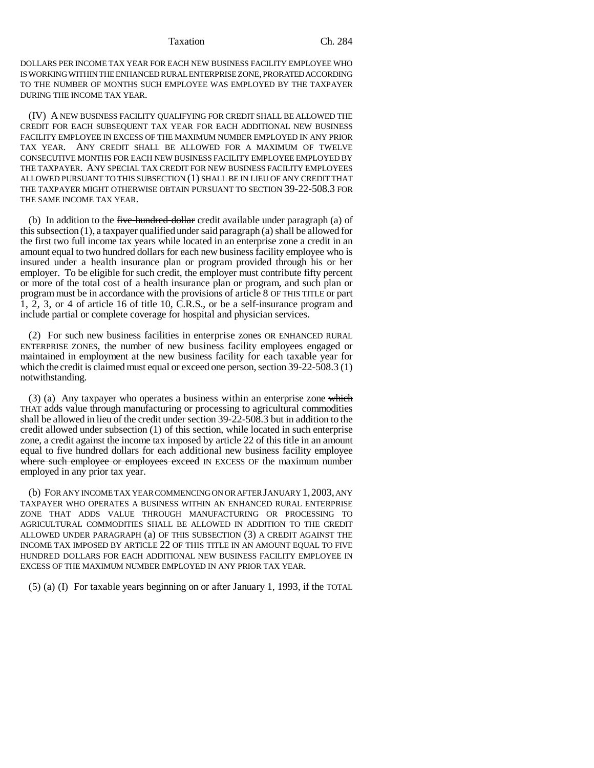DOLLARS PER INCOME TAX YEAR FOR EACH NEW BUSINESS FACILITY EMPLOYEE WHO IS WORKING WITHIN THE ENHANCED RURAL ENTERPRISE ZONE, PRORATED ACCORDING TO THE NUMBER OF MONTHS SUCH EMPLOYEE WAS EMPLOYED BY THE TAXPAYER DURING THE INCOME TAX YEAR.

(IV) A NEW BUSINESS FACILITY QUALIFYING FOR CREDIT SHALL BE ALLOWED THE CREDIT FOR EACH SUBSEQUENT TAX YEAR FOR EACH ADDITIONAL NEW BUSINESS FACILITY EMPLOYEE IN EXCESS OF THE MAXIMUM NUMBER EMPLOYED IN ANY PRIOR TAX YEAR. ANY CREDIT SHALL BE ALLOWED FOR A MAXIMUM OF TWELVE CONSECUTIVE MONTHS FOR EACH NEW BUSINESS FACILITY EMPLOYEE EMPLOYED BY THE TAXPAYER. ANY SPECIAL TAX CREDIT FOR NEW BUSINESS FACILITY EMPLOYEES ALLOWED PURSUANT TO THIS SUBSECTION (1) SHALL BE IN LIEU OF ANY CREDIT THAT THE TAXPAYER MIGHT OTHERWISE OBTAIN PURSUANT TO SECTION 39-22-508.3 FOR THE SAME INCOME TAX YEAR.

(b) In addition to the ~~five-hundred-dollar~~ credit available under paragraph (a) of this subsection (1), a taxpayer qualified under said paragraph (a) shall be allowed for the first two full income tax years while located in an enterprise zone a credit in an amount equal to two hundred dollars for each new business facility employee who is insured under a health insurance plan or program provided through his or her employer. To be eligible for such credit, the employer must contribute fifty percent or more of the total cost of a health insurance plan or program, and such plan or program must be in accordance with the provisions of article 8 OF THIS TITLE or part 1, 2, 3, or 4 of article 16 of title 10, C.R.S., or be a self-insurance program and include partial or complete coverage for hospital and physician services.

(2) For such new business facilities in enterprise zones OR ENHANCED RURAL ENTERPRISE ZONES, the number of new business facility employees engaged or maintained in employment at the new business facility for each taxable year for which the credit is claimed must equal or exceed one person, section 39-22-508.3 (1) notwithstanding.

(3) (a) Any taxpayer who operates a business within an enterprise zone ~~which~~ THAT adds value through manufacturing or processing to agricultural commodities shall be allowed in lieu of the credit under section 39-22-508.3 but in addition to the credit allowed under subsection (1) of this section, while located in such enterprise zone, a credit against the income tax imposed by article 22 of this title in an amount equal to five hundred dollars for each additional new business facility employee ~~where such employee or employees exceed~~ IN EXCESS OF the maximum number employed in any prior tax year.

(b) FOR ANY INCOME TAX YEAR COMMENCING ON OR AFTER JANUARY 1, 2003, ANY TAXPAYER WHO OPERATES A BUSINESS WITHIN AN ENHANCED RURAL ENTERPRISE ZONE THAT ADDS VALUE THROUGH MANUFACTURING OR PROCESSING TO AGRICULTURAL COMMODITIES SHALL BE ALLOWED IN ADDITION TO THE CREDIT ALLOWED UNDER PARAGRAPH (a) OF THIS SUBSECTION (3) A CREDIT AGAINST THE INCOME TAX IMPOSED BY ARTICLE 22 OF THIS TITLE IN AN AMOUNT EQUAL TO FIVE HUNDRED DOLLARS FOR EACH ADDITIONAL NEW BUSINESS FACILITY EMPLOYEE IN EXCESS OF THE MAXIMUM NUMBER EMPLOYED IN ANY PRIOR TAX YEAR.

(5) (a) (I) For taxable years beginning on or after January 1, 1993, if the TOTAL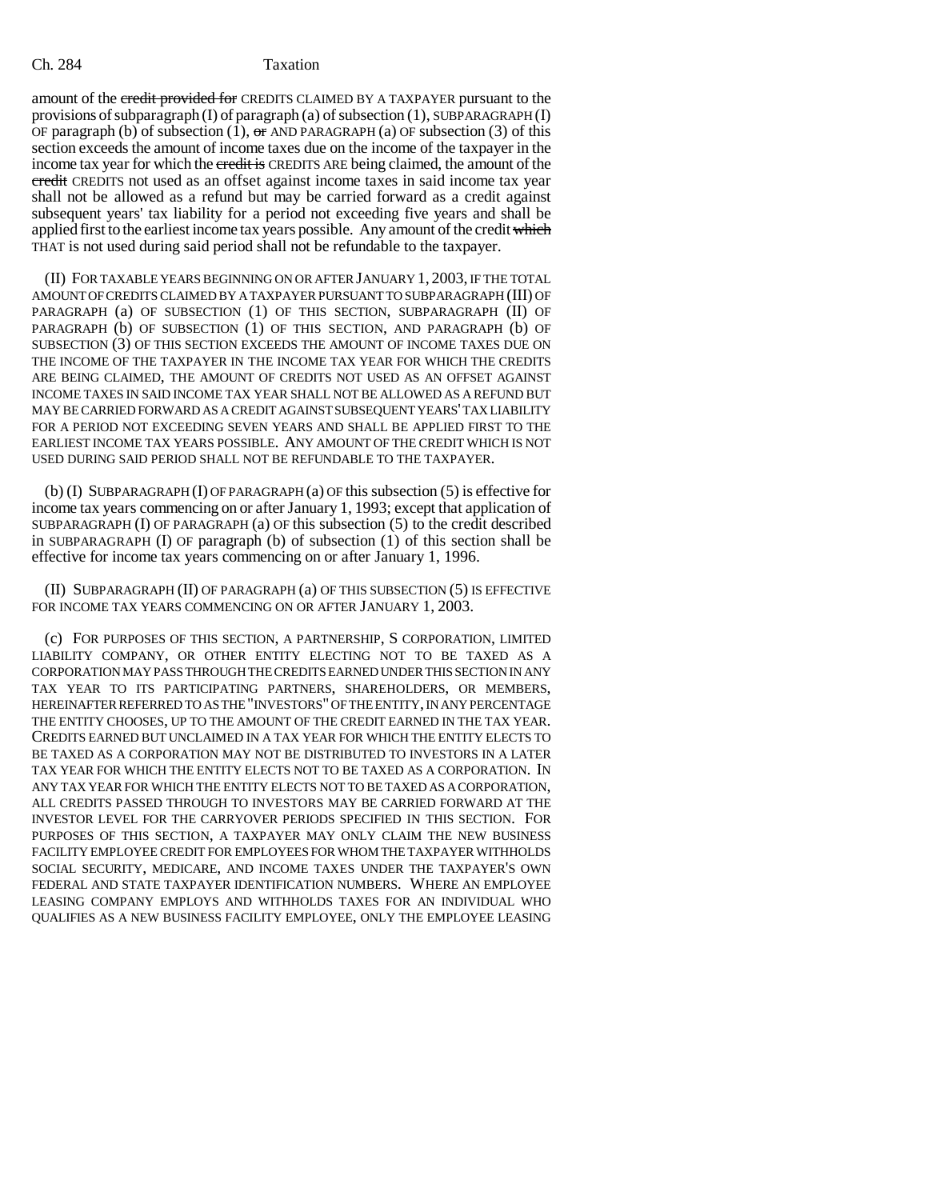amount of the ~~credit provided for~~ CREDITS CLAIMED BY A TAXPAYER pursuant to the provisions of subparagraph (I) of paragraph (a) of subsection (1), SUBPARAGRAPH (I) OF paragraph (b) of subsection (1), ~~or~~ AND PARAGRAPH (a) OF subsection (3) of this section exceeds the amount of income taxes due on the income of the taxpayer in the income tax year for which the ~~credit is~~ CREDITS ARE being claimed, the amount of the ~~credit~~ CREDITS not used as an offset against income taxes in said income tax year shall not be allowed as a refund but may be carried forward as a credit against subsequent years' tax liability for a period not exceeding five years and shall be applied first to the earliest income tax years possible. Any amount of the credit ~~which~~ THAT is not used during said period shall not be refundable to the taxpayer.

(II) FOR TAXABLE YEARS BEGINNING ON OR AFTER JANUARY 1, 2003, IF THE TOTAL AMOUNT OF CREDITS CLAIMED BY A TAXPAYER PURSUANT TO SUBPARAGRAPH (III) OF PARAGRAPH (a) OF SUBSECTION (1) OF THIS SECTION, SUBPARAGRAPH (II) OF PARAGRAPH (b) OF SUBSECTION (1) OF THIS SECTION, AND PARAGRAPH (b) OF SUBSECTION (3) OF THIS SECTION EXCEEDS THE AMOUNT OF INCOME TAXES DUE ON THE INCOME OF THE TAXPAYER IN THE INCOME TAX YEAR FOR WHICH THE CREDITS ARE BEING CLAIMED, THE AMOUNT OF CREDITS NOT USED AS AN OFFSET AGAINST INCOME TAXES IN SAID INCOME TAX YEAR SHALL NOT BE ALLOWED AS A REFUND BUT MAY BE CARRIED FORWARD AS A CREDIT AGAINST SUBSEQUENT YEARS' TAX LIABILITY FOR A PERIOD NOT EXCEEDING SEVEN YEARS AND SHALL BE APPLIED FIRST TO THE EARLIEST INCOME TAX YEARS POSSIBLE. ANY AMOUNT OF THE CREDIT WHICH IS NOT USED DURING SAID PERIOD SHALL NOT BE REFUNDABLE TO THE TAXPAYER.

(b) (I) SUBPARAGRAPH (I) OF PARAGRAPH (a) OF this subsection (5) is effective for income tax years commencing on or after January 1, 1993; except that application of SUBPARAGRAPH (I) OF PARAGRAPH (a) OF this subsection (5) to the credit described in SUBPARAGRAPH (I) OF paragraph (b) of subsection (1) of this section shall be effective for income tax years commencing on or after January 1, 1996.

(II) SUBPARAGRAPH (II) OF PARAGRAPH (a) OF THIS SUBSECTION (5) IS EFFECTIVE FOR INCOME TAX YEARS COMMENCING ON OR AFTER JANUARY 1, 2003.

(c) FOR PURPOSES OF THIS SECTION, A PARTNERSHIP, S CORPORATION, LIMITED LIABILITY COMPANY, OR OTHER ENTITY ELECTING NOT TO BE TAXED AS A CORPORATION MAY PASS THROUGH THE CREDITS EARNED UNDER THIS SECTION IN ANY TAX YEAR TO ITS PARTICIPATING PARTNERS, SHAREHOLDERS, OR MEMBERS, HEREINAFTER REFERRED TO AS THE "INVESTORS" OF THE ENTITY, IN ANY PERCENTAGE THE ENTITY CHOOSES, UP TO THE AMOUNT OF THE CREDIT EARNED IN THE TAX YEAR. CREDITS EARNED BUT UNCLAIMED IN A TAX YEAR FOR WHICH THE ENTITY ELECTS TO BE TAXED AS A CORPORATION MAY NOT BE DISTRIBUTED TO INVESTORS IN A LATER TAX YEAR FOR WHICH THE ENTITY ELECTS NOT TO BE TAXED AS A CORPORATION. IN ANY TAX YEAR FOR WHICH THE ENTITY ELECTS NOT TO BE TAXED AS A CORPORATION, ALL CREDITS PASSED THROUGH TO INVESTORS MAY BE CARRIED FORWARD AT THE INVESTOR LEVEL FOR THE CARRYOVER PERIODS SPECIFIED IN THIS SECTION. FOR PURPOSES OF THIS SECTION, A TAXPAYER MAY ONLY CLAIM THE NEW BUSINESS FACILITY EMPLOYEE CREDIT FOR EMPLOYEES FOR WHOM THE TAXPAYER WITHHOLDS SOCIAL SECURITY, MEDICARE, AND INCOME TAXES UNDER THE TAXPAYER'S OWN FEDERAL AND STATE TAXPAYER IDENTIFICATION NUMBERS. WHERE AN EMPLOYEE LEASING COMPANY EMPLOYS AND WITHHOLDS TAXES FOR AN INDIVIDUAL WHO QUALIFIES AS A NEW BUSINESS FACILITY EMPLOYEE, ONLY THE EMPLOYEE LEASING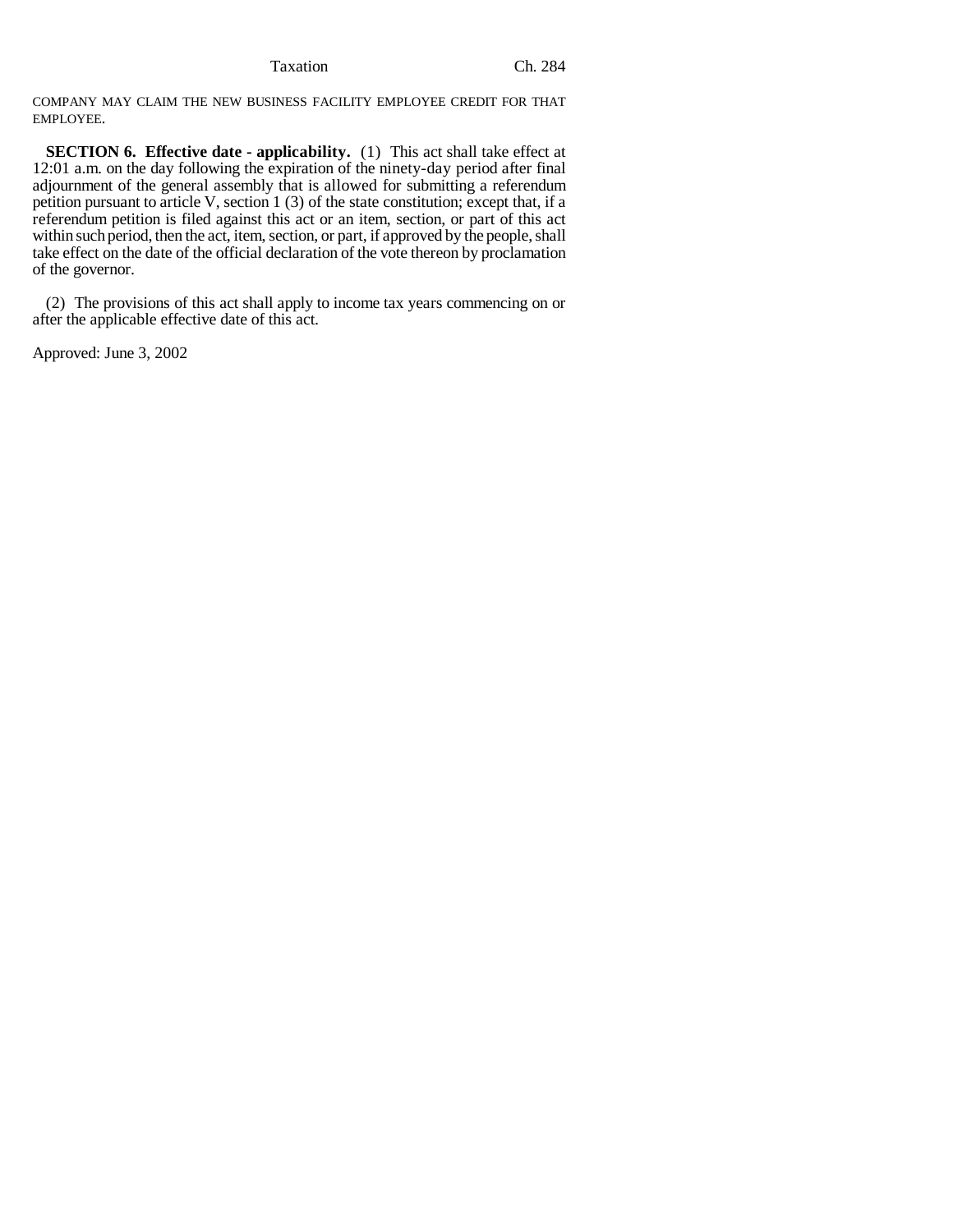COMPANY MAY CLAIM THE NEW BUSINESS FACILITY EMPLOYEE CREDIT FOR THAT EMPLOYEE.

**SECTION 6. Effective date - applicability.** (1) This act shall take effect at 12:01 a.m. on the day following the expiration of the ninety-day period after final adjournment of the general assembly that is allowed for submitting a referendum petition pursuant to article V, section 1 (3) of the state constitution; except that, if a referendum petition is filed against this act or an item, section, or part of this act within such period, then the act, item, section, or part, if approved by the people, shall take effect on the date of the official declaration of the vote thereon by proclamation of the governor.

(2) The provisions of this act shall apply to income tax years commencing on or after the applicable effective date of this act.

Approved: June 3, 2002